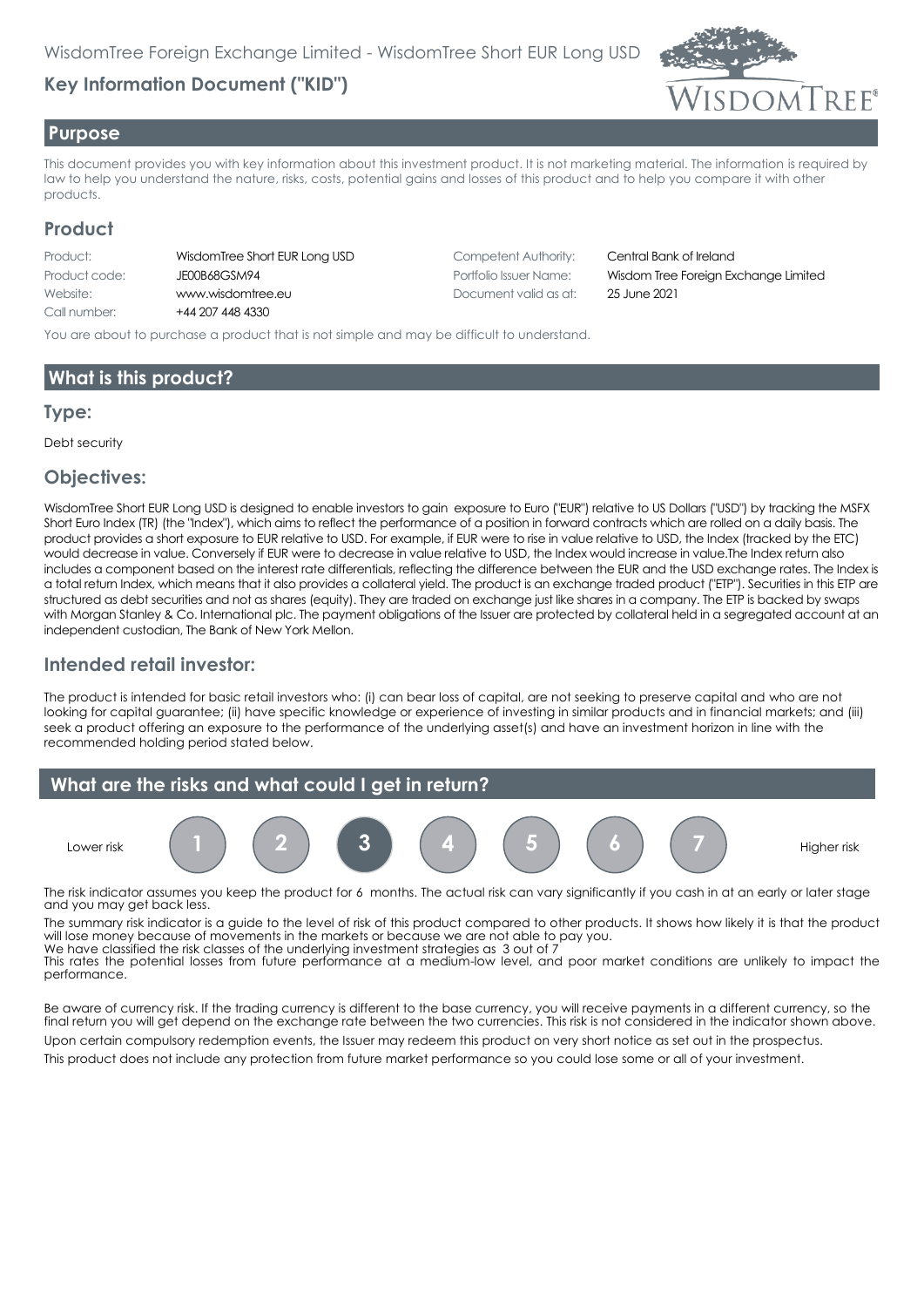WisdomTree Foreign Exchange Limited - WisdomTree Short EUR Long USD

## Key Information Document ("KID")

## Purpose

This document provides you with key information about this investment product. It is not marketing material. The information is required by law to help you understand the nature, risks, costs, potential gains and losses of this product and to help you compare it with other products.

## Product

| | | | |
|---|---|---|---|
| Product: | WisdomTree Short EUR Long USD | Competent Authority: | Central Bank of Ireland |
| Product code: | JE00B68GSM94 | Portfolio Issuer Name: | Wisdom Tree Foreign Exchange Limited |
| Website: | www.wisdomtree.eu | Document valid as at: | 25 June 2021 |
| Call number: | +44 207 448 4330 | | |

You are about to purchase a product that is not simple and may be difficult to understand.

## What is this product?

### Type:

Debt security

### Objectives:

WisdomTree Short EUR Long USD is designed to enable investors to gain exposure to Euro ("EUR") relative to US Dollars ("USD") by tracking the MSFX Short Euro Index (TR) (the "Index"), which aims to reflect the performance of a position in forward contracts which are rolled on a daily basis. The product provides a short exposure to EUR relative to USD. For example, if EUR were to rise in value relative to USD, the Index (tracked by the ETC) would decrease in value. Conversely if EUR were to decrease in value relative to USD, the Index would increase in value.The Index return also includes a component based on the interest rate differentials, reflecting the difference between the EUR and the USD exchange rates. The Index is a total return Index, which means that it also provides a collateral yield. The product is an exchange traded product ("ETP"). Securities in this ETP are structured as debt securities and not as shares (equity). They are traded on exchange just like shares in a company. The ETP is backed by swaps with Morgan Stanley & Co. International plc. The payment obligations of the Issuer are protected by collateral held in a segregated account at an independent custodian, The Bank of New York Mellon.

### Intended retail investor:

The product is intended for basic retail investors who: (i) can bear loss of capital, are not seeking to preserve capital and who are not looking for capital guarantee; (ii) have specific knowledge or experience of investing in similar products and in financial markets; and (iii) seek a product offering an exposure to the performance of the underlying asset(s) and have an investment horizon in line with the recommended holding period stated below.

## What are the risks and what could I get in return?

Lower risk 1 2 **3** 4 5 6 7 Higher risk

The risk indicator assumes you keep the product for 6 months. The actual risk can vary significantly if you cash in at an early or later stage and you may get back less.

The summary risk indicator is a guide to the level of risk of this product compared to other products. It shows how likely it is that the product will lose money because of movements in the markets or because we are not able to pay you.
We have classified the risk classes of the underlying investment strategies as 3 out of 7
This rates the potential losses from future performance at a medium-low level, and poor market conditions are unlikely to impact the performance.

Be aware of currency risk. If the trading currency is different to the base currency, you will receive payments in a different currency, so the final return you will get depend on the exchange rate between the two currencies. This risk is not considered in the indicator shown above.

Upon certain compulsory redemption events, the Issuer may redeem this product on very short notice as set out in the prospectus.

This product does not include any protection from future market performance so you could lose some or all of your investment.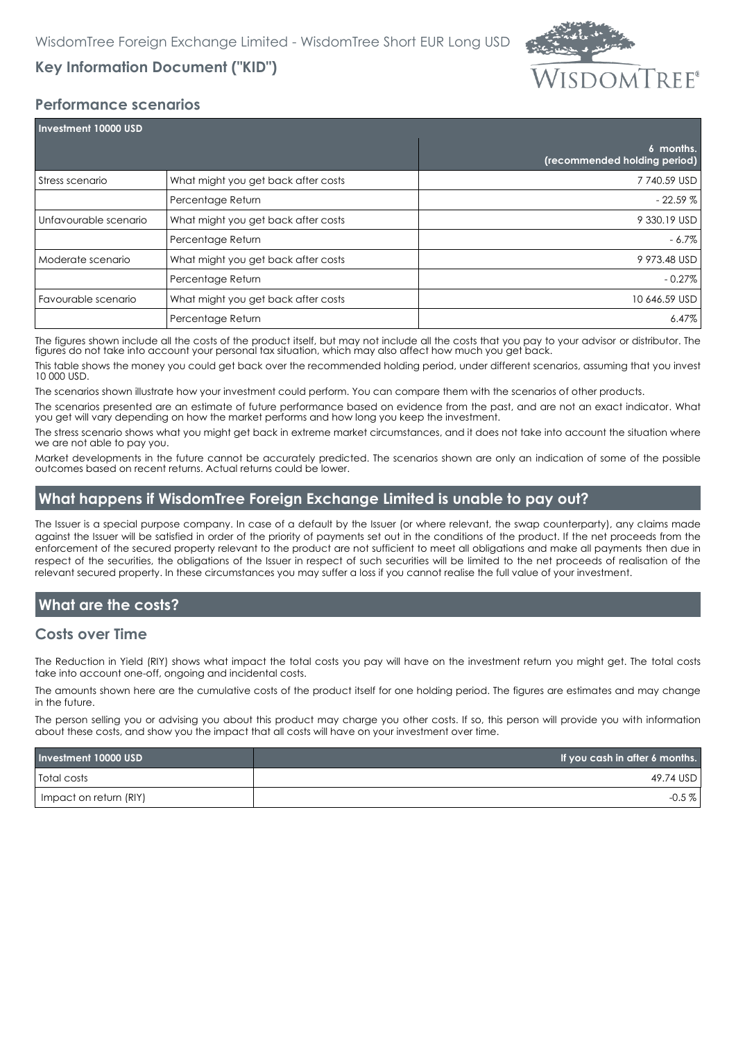## Performance scenarios

| Investment 10000 USD | | |
|---|---|---|
| | | 6 months. (recommended holding period) |
| Stress scenario | What might you get back after costs | 7 740.59 USD |
| | Percentage Return | - 22.59 % |
| Unfavourable scenario | What might you get back after costs | 9 330.19 USD |
| | Percentage Return | - 6.7% |
| Moderate scenario | What might you get back after costs | 9 973.48 USD |
| | Percentage Return | - 0.27% |
| Favourable scenario | What might you get back after costs | 10 646.59 USD |
| | Percentage Return | 6.47% |

The figures shown include all the costs of the product itself, but may not include all the costs that you pay to your advisor or distributor. The figures do not take into account your personal tax situation, which may also affect how much you get back.

This table shows the money you could get back over the recommended holding period, under different scenarios, assuming that you invest 10 000 USD.

The scenarios shown illustrate how your investment could perform. You can compare them with the scenarios of other products.

The scenarios presented are an estimate of future performance based on evidence from the past, and are not an exact indicator. What you get will vary depending on how the market performs and how long you keep the investment.

The stress scenario shows what you might get back in extreme market circumstances, and it does not take into account the situation where we are not able to pay you.

Market developments in the future cannot be accurately predicted. The scenarios shown are only an indication of some of the possible outcomes based on recent returns. Actual returns could be lower.

## What happens if WisdomTree Foreign Exchange Limited is unable to pay out?

The Issuer is a special purpose company. In case of a default by the Issuer (or where relevant, the swap counterparty), any claims made against the Issuer will be satisfied in order of the priority of payments set out in the conditions of the product. If the net proceeds from the enforcement of the secured property relevant to the product are not sufficient to meet all obligations and make all payments then due in respect of the securities, the obligations of the Issuer in respect of such securities will be limited to the net proceeds of realisation of the relevant secured property. In these circumstances you may suffer a loss if you cannot realise the full value of your investment.

## What are the costs?

### Costs over Time

The Reduction in Yield (RIY) shows what impact the total costs you pay will have on the investment return you might get. The total costs take into account one-off, ongoing and incidental costs.

The amounts shown here are the cumulative costs of the product itself for one holding period. The figures are estimates and may change in the future.

The person selling you or advising you about this product may charge you other costs. If so, this person will provide you with information about these costs, and show you the impact that all costs will have on your investment over time.

| Investment 10000 USD | If you cash in after 6 months. |
|---|---|
| Total costs | 49.74 USD |
| Impact on return (RIY) | -0.5 % |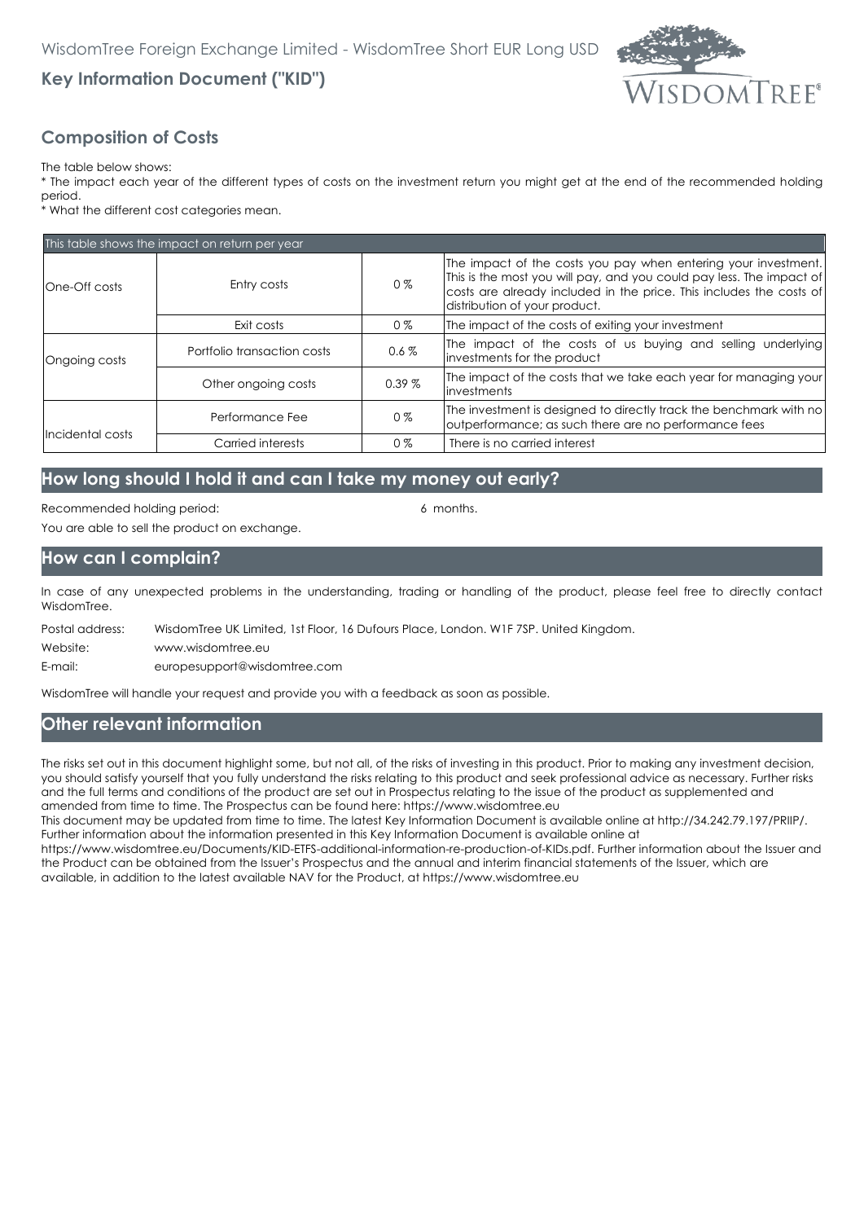## Composition of Costs

The table below shows:
* The impact each year of the different types of costs on the investment return you might get at the end of the recommended holding period.
* What the different cost categories mean.

| This table shows the impact on return per year | | | |
|---|---|---|---|
| One-Off costs | Entry costs | 0 % | The impact of the costs you pay when entering your investment. This is the most you will pay, and you could pay less. The impact of costs are already included in the price. This includes the costs of distribution of your product. |
| | Exit costs | 0 % | The impact of the costs of exiting your investment |
| Ongoing costs | Portfolio transaction costs | 0.6 % | The impact of the costs of us buying and selling underlying investments for the product |
| | Other ongoing costs | 0.39 % | The impact of the costs that we take each year for managing your investments |
| Incidental costs | Performance Fee | 0 % | The investment is designed to directly track the benchmark with no outperformance; as such there are no performance fees |
| | Carried interests | 0 % | There is no carried interest |

## How long should I hold it and can I take my money out early?

Recommended holding period: 6 months.

You are able to sell the product on exchange.

## How can I complain?

In case of any unexpected problems in the understanding, trading or handling of the product, please feel free to directly contact WisdomTree.

Postal address: WisdomTree UK Limited, 1st Floor, 16 Dufours Place, London. W1F 7SP. United Kingdom.

Website: www.wisdomtree.eu

E-mail: europesupport@wisdomtree.com

WisdomTree will handle your request and provide you with a feedback as soon as possible.

## Other relevant information

The risks set out in this document highlight some, but not all, of the risks of investing in this product. Prior to making any investment decision, you should satisfy yourself that you fully understand the risks relating to this product and seek professional advice as necessary. Further risks and the full terms and conditions of the product are set out in Prospectus relating to the issue of the product as supplemented and amended from time to time. The Prospectus can be found here: https://www.wisdomtree.eu

This document may be updated from time to time. The latest Key Information Document is available online at http://34.242.79.197/PRIIP/. Further information about the information presented in this Key Information Document is available online at https://www.wisdomtree.eu/Documents/KID-ETFS-additional-information-re-production-of-KIDs.pdf. Further information about the Issuer and the Product can be obtained from the Issuer's Prospectus and the annual and interim financial statements of the Issuer, which are available, in addition to the latest available NAV for the Product, at https://www.wisdomtree.eu